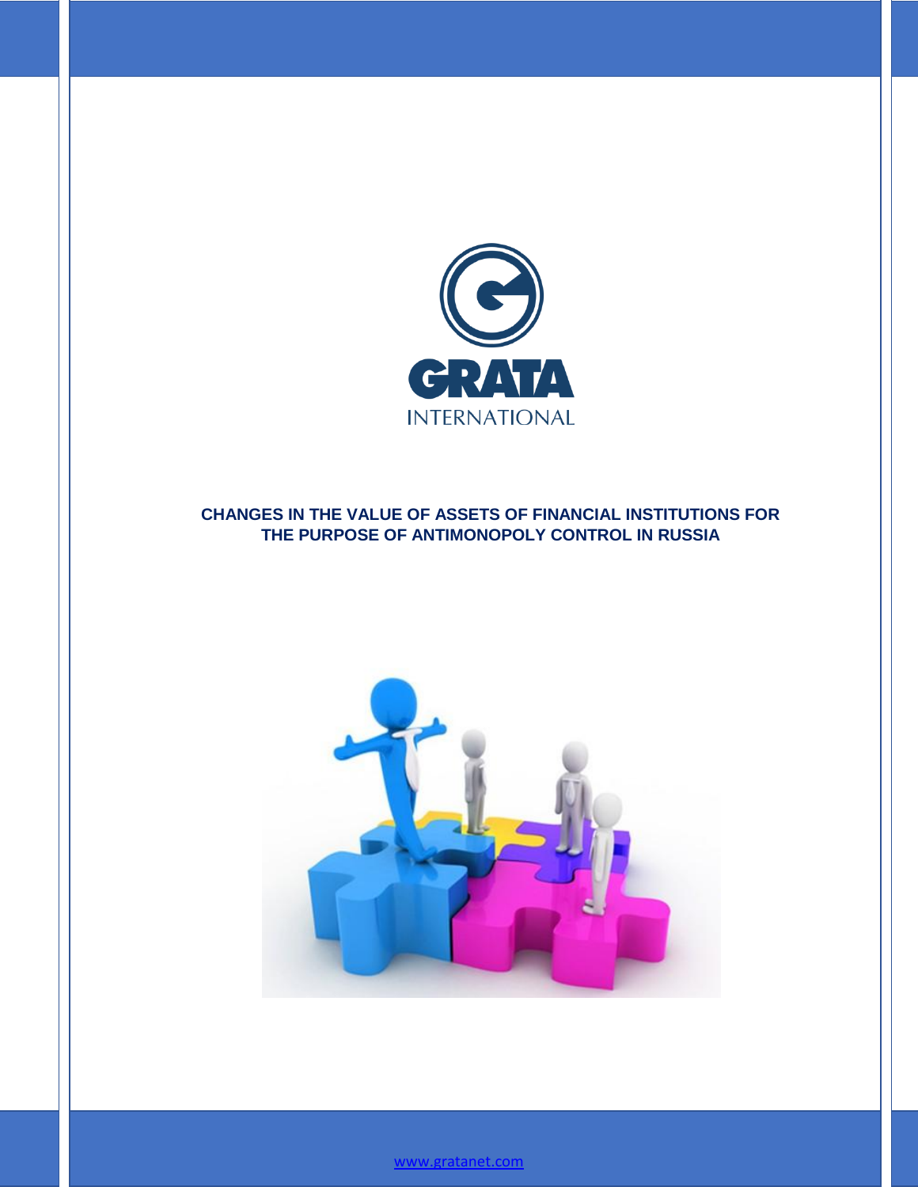GRATA INTERNATIONAL

# CHANGES IN THE VALUE OF ASSETS OF FINANCIAL INSTITUTIONS FOR THE PURPOSE OF ANTIMONOPOLY CONTROL IN RUSSIA

www.gratanet.com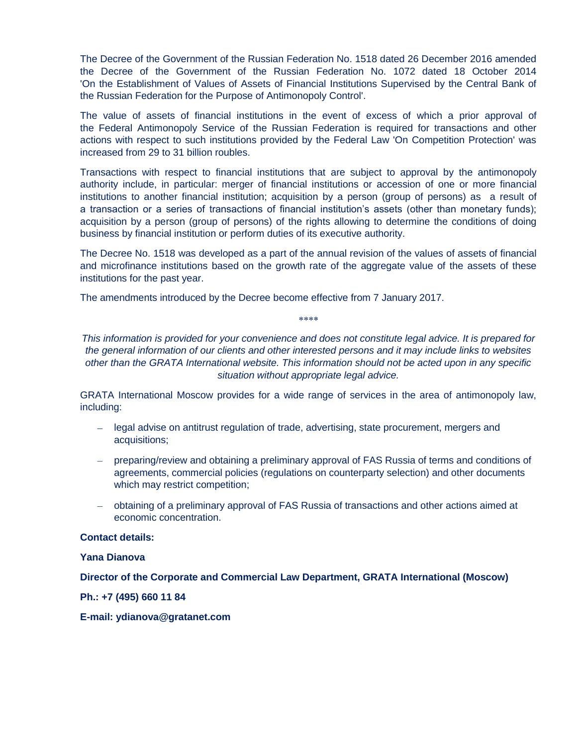The Decree of the Government of the Russian Federation No. 1518 dated 26 December 2016 amended the Decree of the Government of the Russian Federation No. 1072 dated 18 October 2014 'On the Establishment of Values of Assets of Financial Institutions Supervised by the Central Bank of the Russian Federation for the Purpose of Antimonopoly Control'.

The value of assets of financial institutions in the event of excess of which a prior approval of the Federal Antimonopoly Service of the Russian Federation is required for transactions and other actions with respect to such institutions provided by the Federal Law 'On Competition Protection' was increased from 29 to 31 billion roubles.

Transactions with respect to financial institutions that are subject to approval by the antimonopoly authority include, in particular: merger of financial institutions or accession of one or more financial institutions to another financial institution; acquisition by a person (group of persons) as a result of a transaction or a series of transactions of financial institution's assets (other than monetary funds); acquisition by a person (group of persons) of the rights allowing to determine the conditions of doing business by financial institution or perform duties of its executive authority.

The Decree No. 1518 was developed as a part of the annual revision of the values of assets of financial and microfinance institutions based on the growth rate of the aggregate value of the assets of these institutions for the past year.

The amendments introduced by the Decree become effective from 7 January 2017.

\*\*\*\*

*This information is provided for your convenience and does not constitute legal advice. It is prepared for the general information of our clients and other interested persons and it may include links to websites other than the GRATA International website. This information should not be acted upon in any specific situation without appropriate legal advice.*

GRATA International Moscow provides for a wide range of services in the area of antimonopoly law, including:

- legal advise on antitrust regulation of trade, advertising, state procurement, mergers and acquisitions;
- preparing/review and obtaining a preliminary approval of FAS Russia of terms and conditions of agreements, commercial policies (regulations on counterparty selection) and other documents which may restrict competition;
- obtaining of a preliminary approval of FAS Russia of transactions and other actions aimed at economic concentration.

**Contact details:**

**Yana Dianova**

**Director of the Corporate and Commercial Law Department, GRATA International (Moscow)**

**Ph.: +7 (495) 660 11 84**

**E-mail: ydianova@gratanet.com**